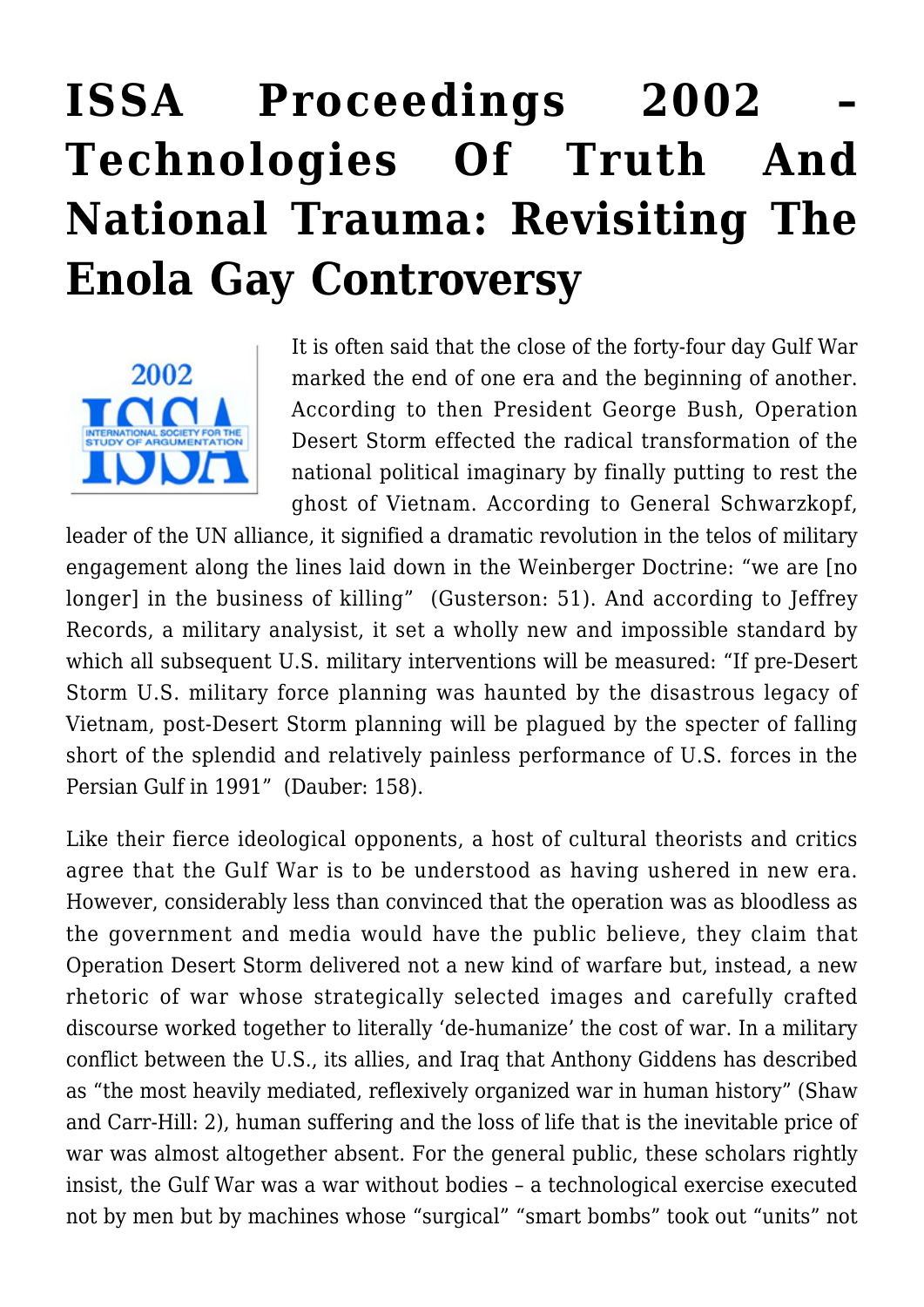# ISSA Proceedings 2002 – Technologies Of Truth And National Trauma: Revisiting The Enola Gay Controversy

It is often said that the close of the forty-four day Gulf War marked the end of one era and the beginning of another. According to then President George Bush, Operation Desert Storm effected the radical transformation of the national political imaginary by finally putting to rest the ghost of Vietnam. According to General Schwarzkopf, leader of the UN alliance, it signified a dramatic revolution in the telos of military engagement along the lines laid down in the Weinberger Doctrine: "we are [no longer] in the business of killing" (Gusterson: 51). And according to Jeffrey Records, a military analysist, it set a wholly new and impossible standard by which all subsequent U.S. military interventions will be measured: "If pre-Desert Storm U.S. military force planning was haunted by the disastrous legacy of Vietnam, post-Desert Storm planning will be plagued by the specter of falling short of the splendid and relatively painless performance of U.S. forces in the Persian Gulf in 1991" (Dauber: 158).

Like their fierce ideological opponents, a host of cultural theorists and critics agree that the Gulf War is to be understood as having ushered in new era. However, considerably less than convinced that the operation was as bloodless as the government and media would have the public believe, they claim that Operation Desert Storm delivered not a new kind of warfare but, instead, a new rhetoric of war whose strategically selected images and carefully crafted discourse worked together to literally 'de-humanize' the cost of war. In a military conflict between the U.S., its allies, and Iraq that Anthony Giddens has described as "the most heavily mediated, reflexively organized war in human history" (Shaw and Carr-Hill: 2), human suffering and the loss of life that is the inevitable price of war was almost altogether absent. For the general public, these scholars rightly insist, the Gulf War was a war without bodies – a technological exercise executed not by men but by machines whose "surgical" "smart bombs" took out "units" not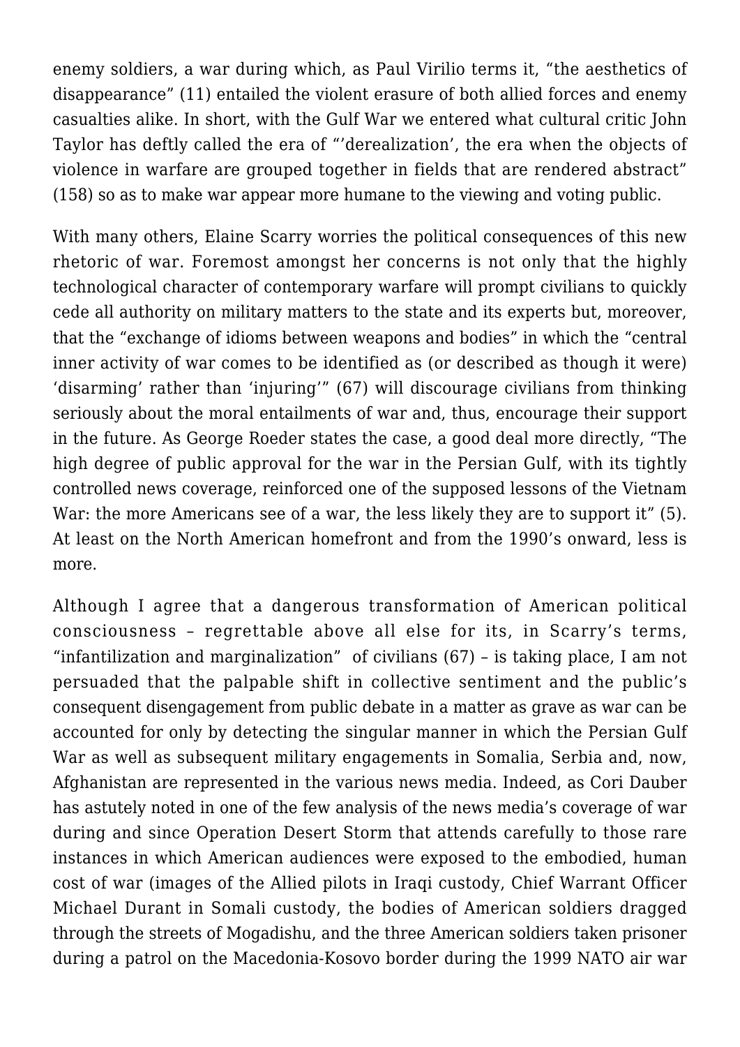enemy soldiers, a war during which, as Paul Virilio terms it, "the aesthetics of disappearance" (11) entailed the violent erasure of both allied forces and enemy casualties alike. In short, with the Gulf War we entered what cultural critic John Taylor has deftly called the era of "'derealization', the era when the objects of violence in warfare are grouped together in fields that are rendered abstract" (158) so as to make war appear more humane to the viewing and voting public.

With many others, Elaine Scarry worries the political consequences of this new rhetoric of war. Foremost amongst her concerns is not only that the highly technological character of contemporary warfare will prompt civilians to quickly cede all authority on military matters to the state and its experts but, moreover, that the "exchange of idioms between weapons and bodies" in which the "central inner activity of war comes to be identified as (or described as though it were) 'disarming' rather than 'injuring'" (67) will discourage civilians from thinking seriously about the moral entailments of war and, thus, encourage their support in the future. As George Roeder states the case, a good deal more directly, "The high degree of public approval for the war in the Persian Gulf, with its tightly controlled news coverage, reinforced one of the supposed lessons of the Vietnam War: the more Americans see of a war, the less likely they are to support it" (5). At least on the North American homefront and from the 1990's onward, less is more.

Although I agree that a dangerous transformation of American political consciousness – regrettable above all else for its, in Scarry's terms, "infantilization and marginalization" of civilians (67) – is taking place, I am not persuaded that the palpable shift in collective sentiment and the public's consequent disengagement from public debate in a matter as grave as war can be accounted for only by detecting the singular manner in which the Persian Gulf War as well as subsequent military engagements in Somalia, Serbia and, now, Afghanistan are represented in the various news media. Indeed, as Cori Dauber has astutely noted in one of the few analysis of the news media's coverage of war during and since Operation Desert Storm that attends carefully to those rare instances in which American audiences were exposed to the embodied, human cost of war (images of the Allied pilots in Iraqi custody, Chief Warrant Officer Michael Durant in Somali custody, the bodies of American soldiers dragged through the streets of Mogadishu, and the three American soldiers taken prisoner during a patrol on the Macedonia-Kosovo border during the 1999 NATO air war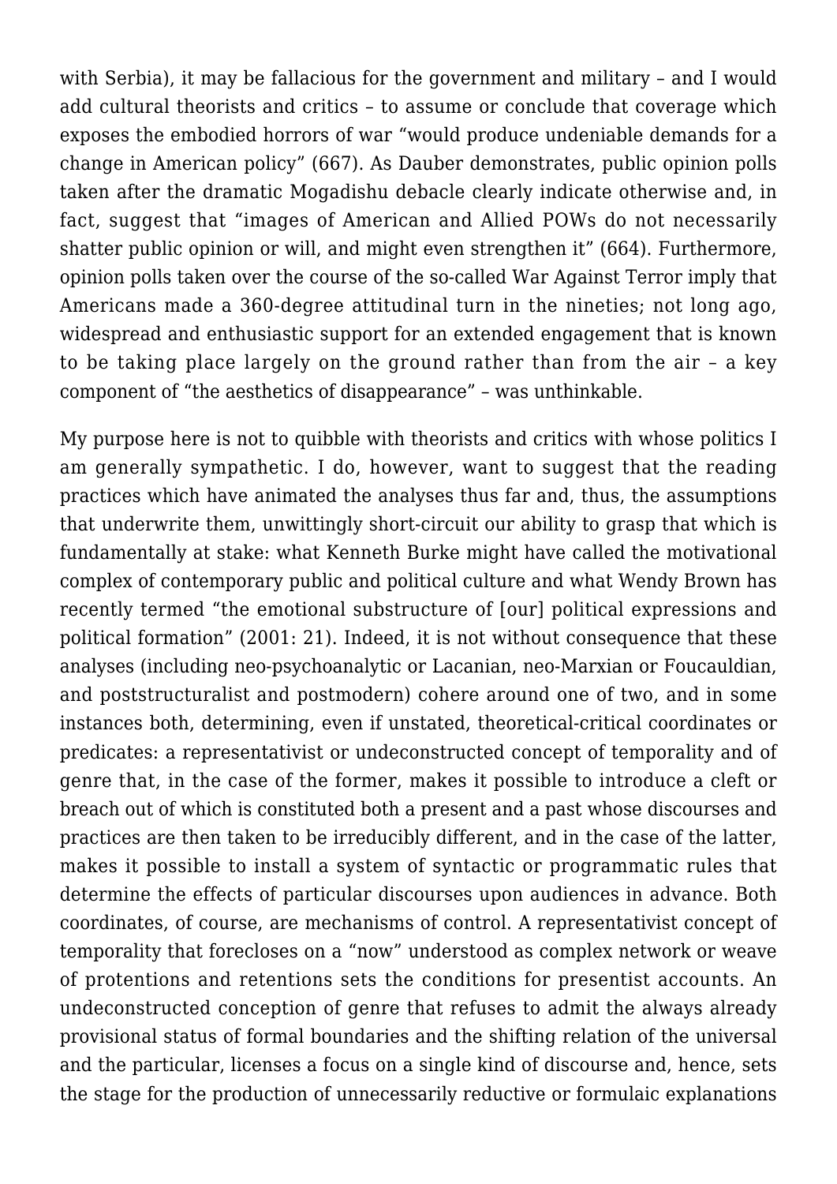with Serbia), it may be fallacious for the government and military – and I would add cultural theorists and critics – to assume or conclude that coverage which exposes the embodied horrors of war "would produce undeniable demands for a change in American policy" (667). As Dauber demonstrates, public opinion polls taken after the dramatic Mogadishu debacle clearly indicate otherwise and, in fact, suggest that "images of American and Allied POWs do not necessarily shatter public opinion or will, and might even strengthen it" (664). Furthermore, opinion polls taken over the course of the so-called War Against Terror imply that Americans made a 360-degree attitudinal turn in the nineties; not long ago, widespread and enthusiastic support for an extended engagement that is known to be taking place largely on the ground rather than from the air – a key component of "the aesthetics of disappearance" – was unthinkable.

My purpose here is not to quibble with theorists and critics with whose politics I am generally sympathetic. I do, however, want to suggest that the reading practices which have animated the analyses thus far and, thus, the assumptions that underwrite them, unwittingly short-circuit our ability to grasp that which is fundamentally at stake: what Kenneth Burke might have called the motivational complex of contemporary public and political culture and what Wendy Brown has recently termed "the emotional substructure of [our] political expressions and political formation" (2001: 21). Indeed, it is not without consequence that these analyses (including neo-psychoanalytic or Lacanian, neo-Marxian or Foucauldian, and poststructuralist and postmodern) cohere around one of two, and in some instances both, determining, even if unstated, theoretical-critical coordinates or predicates: a representativist or undeconstructed concept of temporality and of genre that, in the case of the former, makes it possible to introduce a cleft or breach out of which is constituted both a present and a past whose discourses and practices are then taken to be irreducibly different, and in the case of the latter, makes it possible to install a system of syntactic or programmatic rules that determine the effects of particular discourses upon audiences in advance. Both coordinates, of course, are mechanisms of control. A representativist concept of temporality that forecloses on a "now" understood as complex network or weave of protentions and retentions sets the conditions for presentist accounts. An undeconstructed conception of genre that refuses to admit the always already provisional status of formal boundaries and the shifting relation of the universal and the particular, licenses a focus on a single kind of discourse and, hence, sets the stage for the production of unnecessarily reductive or formulaic explanations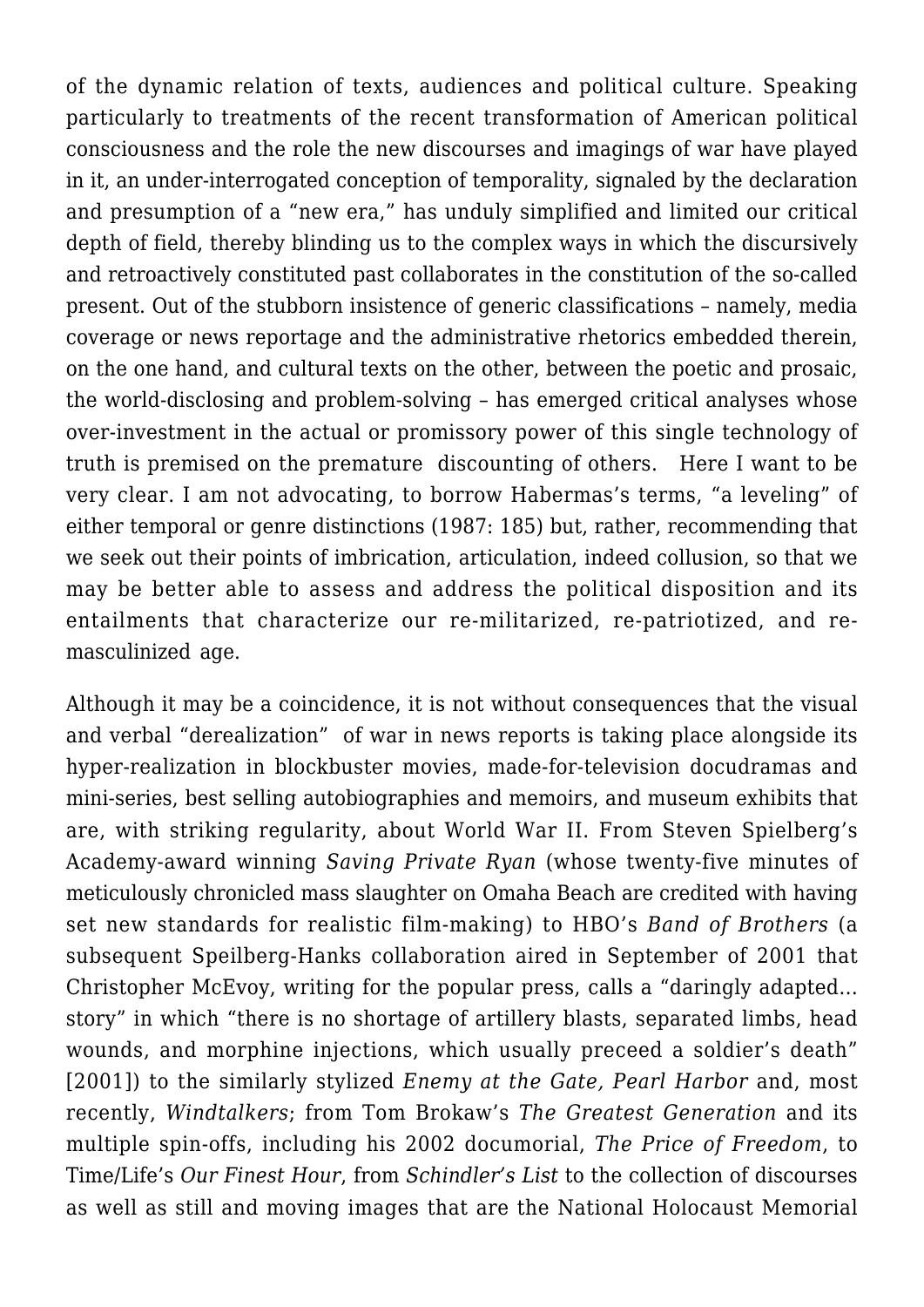of the dynamic relation of texts, audiences and political culture. Speaking particularly to treatments of the recent transformation of American political consciousness and the role the new discourses and imagings of war have played in it, an under-interrogated conception of temporality, signaled by the declaration and presumption of a "new era," has unduly simplified and limited our critical depth of field, thereby blinding us to the complex ways in which the discursively and retroactively constituted past collaborates in the constitution of the so-called present. Out of the stubborn insistence of generic classifications – namely, media coverage or news reportage and the administrative rhetorics embedded therein, on the one hand, and cultural texts on the other, between the poetic and prosaic, the world-disclosing and problem-solving – has emerged critical analyses whose over-investment in the actual or promissory power of this single technology of truth is premised on the premature discounting of others. Here I want to be very clear. I am not advocating, to borrow Habermas's terms, "a leveling" of either temporal or genre distinctions (1987: 185) but, rather, recommending that we seek out their points of imbrication, articulation, indeed collusion, so that we may be better able to assess and address the political disposition and its entailments that characterize our re-militarized, re-patriotized, and re-masculinized age.

Although it may be a coincidence, it is not without consequences that the visual and verbal "derealization" of war in news reports is taking place alongside its hyper-realization in blockbuster movies, made-for-television docudramas and mini-series, best selling autobiographies and memoirs, and museum exhibits that are, with striking regularity, about World War II. From Steven Spielberg's Academy-award winning *Saving Private Ryan* (whose twenty-five minutes of meticulously chronicled mass slaughter on Omaha Beach are credited with having set new standards for realistic film-making) to HBO's *Band of Brothers* (a subsequent Speilberg-Hanks collaboration aired in September of 2001 that Christopher McEvoy, writing for the popular press, calls a "daringly adapted… story" in which "there is no shortage of artillery blasts, separated limbs, head wounds, and morphine injections, which usually preceed a soldier's death" [2001]) to the similarly stylized *Enemy at the Gate, Pearl Harbor* and, most recently, *Windtalkers*; from Tom Brokaw's *The Greatest Generation* and its multiple spin-offs, including his 2002 documorial, *The Price of Freedom*, to Time/Life's *Our Finest Hour*, from *Schindler's List* to the collection of discourses as well as still and moving images that are the National Holocaust Memorial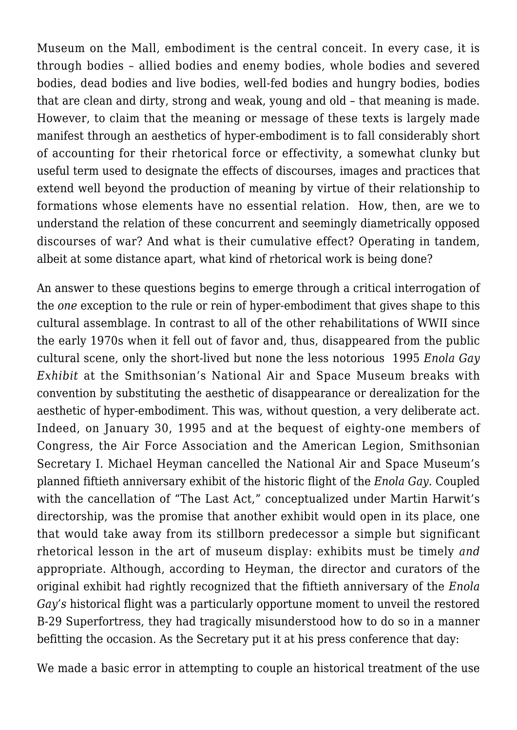Museum on the Mall, embodiment is the central conceit. In every case, it is through bodies – allied bodies and enemy bodies, whole bodies and severed bodies, dead bodies and live bodies, well-fed bodies and hungry bodies, bodies that are clean and dirty, strong and weak, young and old – that meaning is made. However, to claim that the meaning or message of these texts is largely made manifest through an aesthetics of hyper-embodiment is to fall considerably short of accounting for their rhetorical force or effectivity, a somewhat clunky but useful term used to designate the effects of discourses, images and practices that extend well beyond the production of meaning by virtue of their relationship to formations whose elements have no essential relation. How, then, are we to understand the relation of these concurrent and seemingly diametrically opposed discourses of war? And what is their cumulative effect? Operating in tandem, albeit at some distance apart, what kind of rhetorical work is being done?

An answer to these questions begins to emerge through a critical interrogation of the *one* exception to the rule or rein of hyper-embodiment that gives shape to this cultural assemblage. In contrast to all of the other rehabilitations of WWII since the early 1970s when it fell out of favor and, thus, disappeared from the public cultural scene, only the short-lived but none the less notorious 1995 *Enola Gay Exhibit* at the Smithsonian's National Air and Space Museum breaks with convention by substituting the aesthetic of disappearance or derealization for the aesthetic of hyper-embodiment. This was, without question, a very deliberate act. Indeed, on January 30, 1995 and at the bequest of eighty-one members of Congress, the Air Force Association and the American Legion, Smithsonian Secretary I. Michael Heyman cancelled the National Air and Space Museum's planned fiftieth anniversary exhibit of the historic flight of the *Enola Gay*. Coupled with the cancellation of "The Last Act," conceptualized under Martin Harwit's directorship, was the promise that another exhibit would open in its place, one that would take away from its stillborn predecessor a simple but significant rhetorical lesson in the art of museum display: exhibits must be timely *and* appropriate. Although, according to Heyman, the director and curators of the original exhibit had rightly recognized that the fiftieth anniversary of the *Enola Gay's* historical flight was a particularly opportune moment to unveil the restored B-29 Superfortress, they had tragically misunderstood how to do so in a manner befitting the occasion. As the Secretary put it at his press conference that day:

We made a basic error in attempting to couple an historical treatment of the use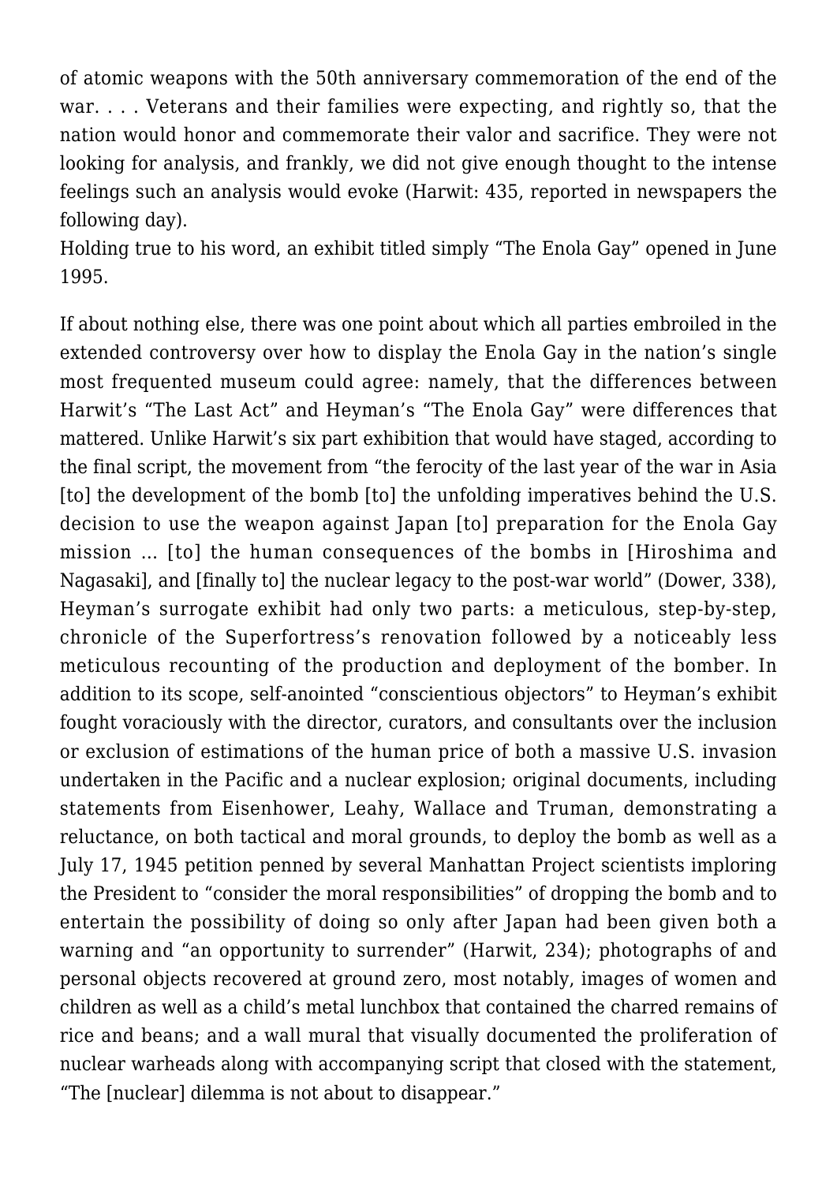of atomic weapons with the 50th anniversary commemoration of the end of the war. . . . Veterans and their families were expecting, and rightly so, that the nation would honor and commemorate their valor and sacrifice. They were not looking for analysis, and frankly, we did not give enough thought to the intense feelings such an analysis would evoke (Harwit: 435, reported in newspapers the following day).

Holding true to his word, an exhibit titled simply "The Enola Gay" opened in June 1995.

If about nothing else, there was one point about which all parties embroiled in the extended controversy over how to display the Enola Gay in the nation's single most frequented museum could agree: namely, that the differences between Harwit's "The Last Act" and Heyman's "The Enola Gay" were differences that mattered. Unlike Harwit's six part exhibition that would have staged, according to the final script, the movement from "the ferocity of the last year of the war in Asia [to] the development of the bomb [to] the unfolding imperatives behind the U.S. decision to use the weapon against Japan [to] preparation for the Enola Gay mission … [to] the human consequences of the bombs in [Hiroshima and Nagasaki], and [finally to] the nuclear legacy to the post-war world" (Dower, 338), Heyman's surrogate exhibit had only two parts: a meticulous, step-by-step, chronicle of the Superfortress's renovation followed by a noticeably less meticulous recounting of the production and deployment of the bomber. In addition to its scope, self-anointed "conscientious objectors" to Heyman's exhibit fought voraciously with the director, curators, and consultants over the inclusion or exclusion of estimations of the human price of both a massive U.S. invasion undertaken in the Pacific and a nuclear explosion; original documents, including statements from Eisenhower, Leahy, Wallace and Truman, demonstrating a reluctance, on both tactical and moral grounds, to deploy the bomb as well as a July 17, 1945 petition penned by several Manhattan Project scientists imploring the President to "consider the moral responsibilities" of dropping the bomb and to entertain the possibility of doing so only after Japan had been given both a warning and "an opportunity to surrender" (Harwit, 234); photographs of and personal objects recovered at ground zero, most notably, images of women and children as well as a child's metal lunchbox that contained the charred remains of rice and beans; and a wall mural that visually documented the proliferation of nuclear warheads along with accompanying script that closed with the statement, "The [nuclear] dilemma is not about to disappear."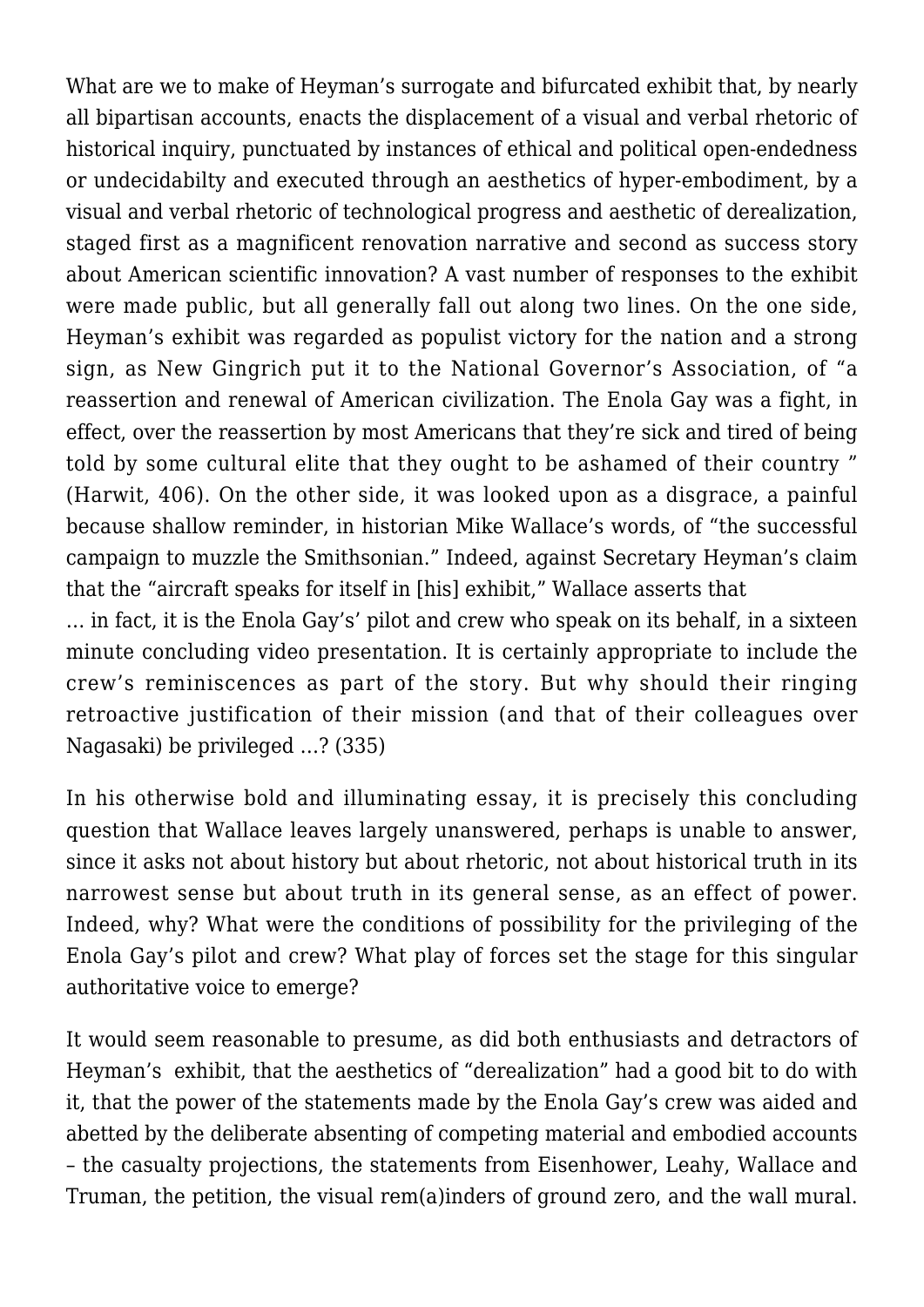What are we to make of Heyman's surrogate and bifurcated exhibit that, by nearly all bipartisan accounts, enacts the displacement of a visual and verbal rhetoric of historical inquiry, punctuated by instances of ethical and political open-endedness or undecidabilty and executed through an aesthetics of hyper-embodiment, by a visual and verbal rhetoric of technological progress and aesthetic of derealization, staged first as a magnificent renovation narrative and second as success story about American scientific innovation? A vast number of responses to the exhibit were made public, but all generally fall out along two lines. On the one side, Heyman's exhibit was regarded as populist victory for the nation and a strong sign, as New Gingrich put it to the National Governor's Association, of "a reassertion and renewal of American civilization. The Enola Gay was a fight, in effect, over the reassertion by most Americans that they're sick and tired of being told by some cultural elite that they ought to be ashamed of their country " (Harwit, 406). On the other side, it was looked upon as a disgrace, a painful because shallow reminder, in historian Mike Wallace's words, of "the successful campaign to muzzle the Smithsonian." Indeed, against Secretary Heyman's claim that the "aircraft speaks for itself in [his] exhibit," Wallace asserts that

> … in fact, it is the Enola Gay's' pilot and crew who speak on its behalf, in a sixteen minute concluding video presentation. It is certainly appropriate to include the crew's reminiscences as part of the story. But why should their ringing retroactive justification of their mission (and that of their colleagues over Nagasaki) be privileged …? (335)

In his otherwise bold and illuminating essay, it is precisely this concluding question that Wallace leaves largely unanswered, perhaps is unable to answer, since it asks not about history but about rhetoric, not about historical truth in its narrowest sense but about truth in its general sense, as an effect of power. Indeed, why? What were the conditions of possibility for the privileging of the Enola Gay's pilot and crew? What play of forces set the stage for this singular authoritative voice to emerge?

It would seem reasonable to presume, as did both enthusiasts and detractors of Heyman's exhibit, that the aesthetics of "derealization" had a good bit to do with it, that the power of the statements made by the Enola Gay's crew was aided and abetted by the deliberate absenting of competing material and embodied accounts – the casualty projections, the statements from Eisenhower, Leahy, Wallace and Truman, the petition, the visual rem(a)inders of ground zero, and the wall mural.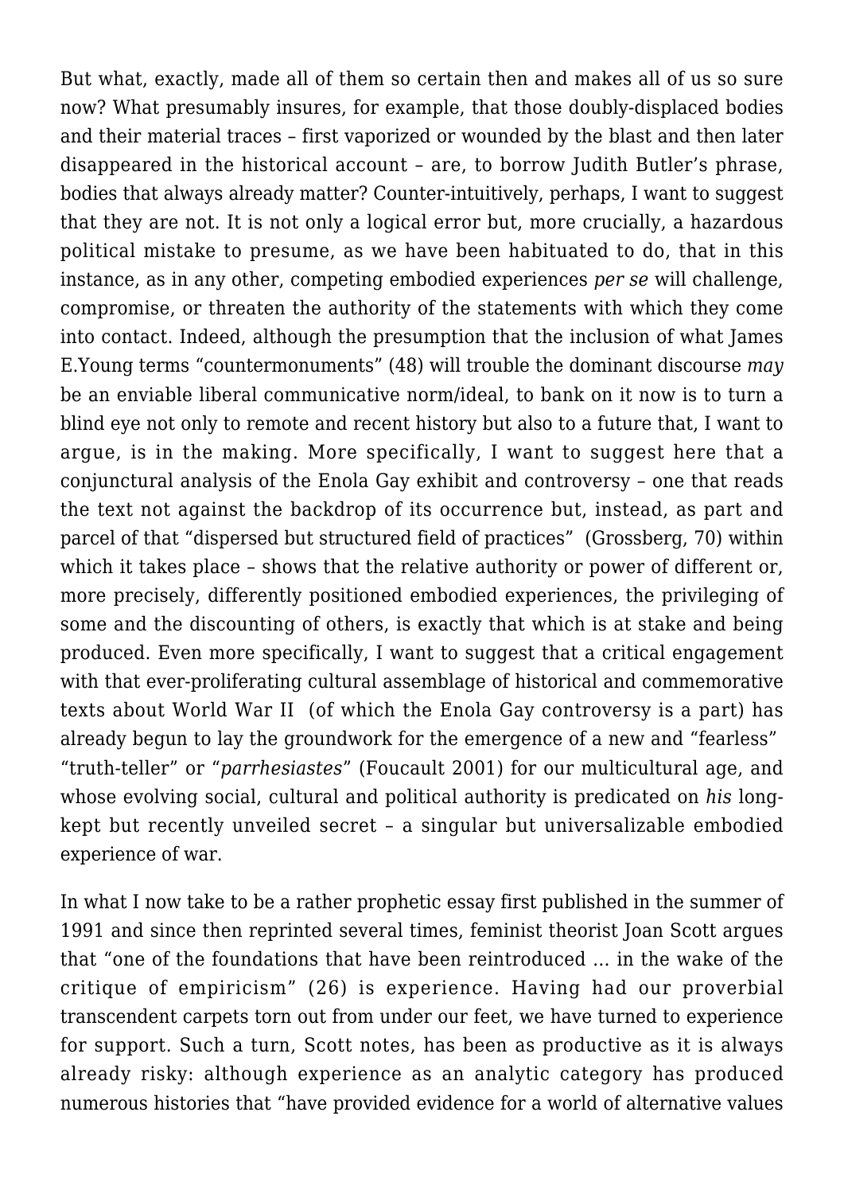But what, exactly, made all of them so certain then and makes all of us so sure now? What presumably insures, for example, that those doubly-displaced bodies and their material traces – first vaporized or wounded by the blast and then later disappeared in the historical account – are, to borrow Judith Butler's phrase, bodies that always already matter? Counter-intuitively, perhaps, I want to suggest that they are not. It is not only a logical error but, more crucially, a hazardous political mistake to presume, as we have been habituated to do, that in this instance, as in any other, competing embodied experiences *per se* will challenge, compromise, or threaten the authority of the statements with which they come into contact. Indeed, although the presumption that the inclusion of what James E.Young terms "countermonuments" (48) will trouble the dominant discourse *may* be an enviable liberal communicative norm/ideal, to bank on it now is to turn a blind eye not only to remote and recent history but also to a future that, I want to argue, is in the making. More specifically, I want to suggest here that a conjunctural analysis of the Enola Gay exhibit and controversy – one that reads the text not against the backdrop of its occurrence but, instead, as part and parcel of that "dispersed but structured field of practices" (Grossberg, 70) within which it takes place – shows that the relative authority or power of different or, more precisely, differently positioned embodied experiences, the privileging of some and the discounting of others, is exactly that which is at stake and being produced. Even more specifically, I want to suggest that a critical engagement with that ever-proliferating cultural assemblage of historical and commemorative texts about World War II (of which the Enola Gay controversy is a part) has already begun to lay the groundwork for the emergence of a new and "fearless" "truth-teller" or "*parrhesiastes*" (Foucault 2001) for our multicultural age, and whose evolving social, cultural and political authority is predicated on *his* long-kept but recently unveiled secret – a singular but universalizable embodied experience of war.

In what I now take to be a rather prophetic essay first published in the summer of 1991 and since then reprinted several times, feminist theorist Joan Scott argues that "one of the foundations that have been reintroduced … in the wake of the critique of empiricism" (26) is experience. Having had our proverbial transcendent carpets torn out from under our feet, we have turned to experience for support. Such a turn, Scott notes, has been as productive as it is always already risky: although experience as an analytic category has produced numerous histories that "have provided evidence for a world of alternative values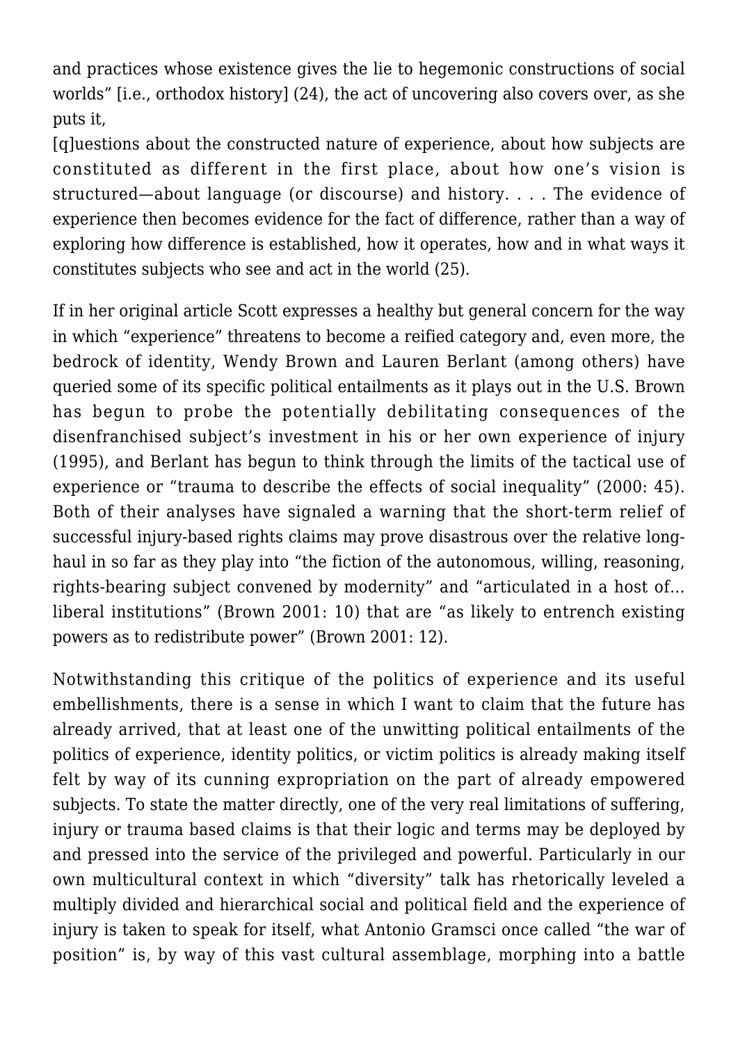and practices whose existence gives the lie to hegemonic constructions of social worlds" [i.e., orthodox history] (24), the act of uncovering also covers over, as she puts it,

> [q]uestions about the constructed nature of experience, about how subjects are constituted as different in the first place, about how one's vision is structured—about language (or discourse) and history. . . . The evidence of experience then becomes evidence for the fact of difference, rather than a way of exploring how difference is established, how it operates, how and in what ways it constitutes subjects who see and act in the world (25).

If in her original article Scott expresses a healthy but general concern for the way in which "experience" threatens to become a reified category and, even more, the bedrock of identity, Wendy Brown and Lauren Berlant (among others) have queried some of its specific political entailments as it plays out in the U.S. Brown has begun to probe the potentially debilitating consequences of the disenfranchised subject's investment in his or her own experience of injury (1995), and Berlant has begun to think through the limits of the tactical use of experience or "trauma to describe the effects of social inequality" (2000: 45). Both of their analyses have signaled a warning that the short-term relief of successful injury-based rights claims may prove disastrous over the relative long-haul in so far as they play into "the fiction of the autonomous, willing, reasoning, rights-bearing subject convened by modernity" and "articulated in a host of… liberal institutions" (Brown 2001: 10) that are "as likely to entrench existing powers as to redistribute power" (Brown 2001: 12).

Notwithstanding this critique of the politics of experience and its useful embellishments, there is a sense in which I want to claim that the future has already arrived, that at least one of the unwitting political entailments of the politics of experience, identity politics, or victim politics is already making itself felt by way of its cunning expropriation on the part of already empowered subjects. To state the matter directly, one of the very real limitations of suffering, injury or trauma based claims is that their logic and terms may be deployed by and pressed into the service of the privileged and powerful. Particularly in our own multicultural context in which "diversity" talk has rhetorically leveled a multiply divided and hierarchical social and political field and the experience of injury is taken to speak for itself, what Antonio Gramsci once called "the war of position" is, by way of this vast cultural assemblage, morphing into a battle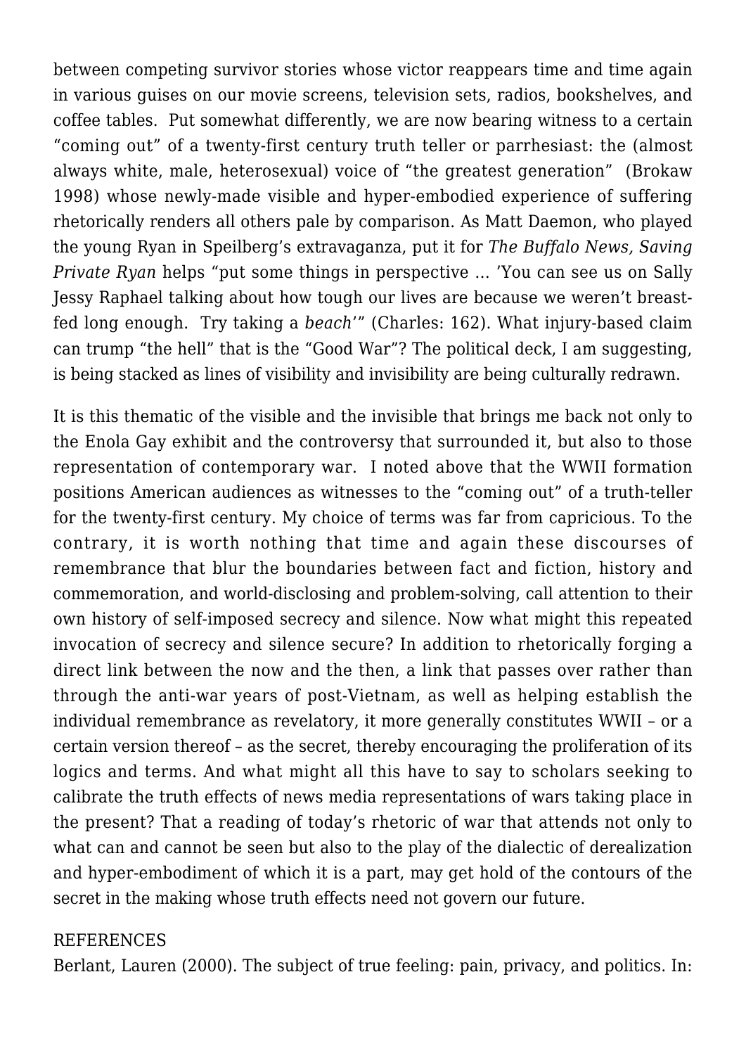between competing survivor stories whose victor reappears time and time again in various guises on our movie screens, television sets, radios, bookshelves, and coffee tables. Put somewhat differently, we are now bearing witness to a certain "coming out" of a twenty-first century truth teller or parrhesiast: the (almost always white, male, heterosexual) voice of "the greatest generation" (Brokaw 1998) whose newly-made visible and hyper-embodied experience of suffering rhetorically renders all others pale by comparison. As Matt Daemon, who played the young Ryan in Speilberg's extravaganza, put it for *The Buffalo News, Saving Private Ryan* helps "put some things in perspective … 'You can see us on Sally Jessy Raphael talking about how tough our lives are because we weren't breast-fed long enough. Try taking a *beach*'" (Charles: 162). What injury-based claim can trump "the hell" that is the "Good War"? The political deck, I am suggesting, is being stacked as lines of visibility and invisibility are being culturally redrawn.

It is this thematic of the visible and the invisible that brings me back not only to the Enola Gay exhibit and the controversy that surrounded it, but also to those representation of contemporary war. I noted above that the WWII formation positions American audiences as witnesses to the "coming out" of a truth-teller for the twenty-first century. My choice of terms was far from capricious. To the contrary, it is worth nothing that time and again these discourses of remembrance that blur the boundaries between fact and fiction, history and commemoration, and world-disclosing and problem-solving, call attention to their own history of self-imposed secrecy and silence. Now what might this repeated invocation of secrecy and silence secure? In addition to rhetorically forging a direct link between the now and the then, a link that passes over rather than through the anti-war years of post-Vietnam, as well as helping establish the individual remembrance as revelatory, it more generally constitutes WWII – or a certain version thereof – as the secret, thereby encouraging the proliferation of its logics and terms. And what might all this have to say to scholars seeking to calibrate the truth effects of news media representations of wars taking place in the present? That a reading of today's rhetoric of war that attends not only to what can and cannot be seen but also to the play of the dialectic of derealization and hyper-embodiment of which it is a part, may get hold of the contours of the secret in the making whose truth effects need not govern our future.

REFERENCES

Berlant, Lauren (2000). The subject of true feeling: pain, privacy, and politics. In: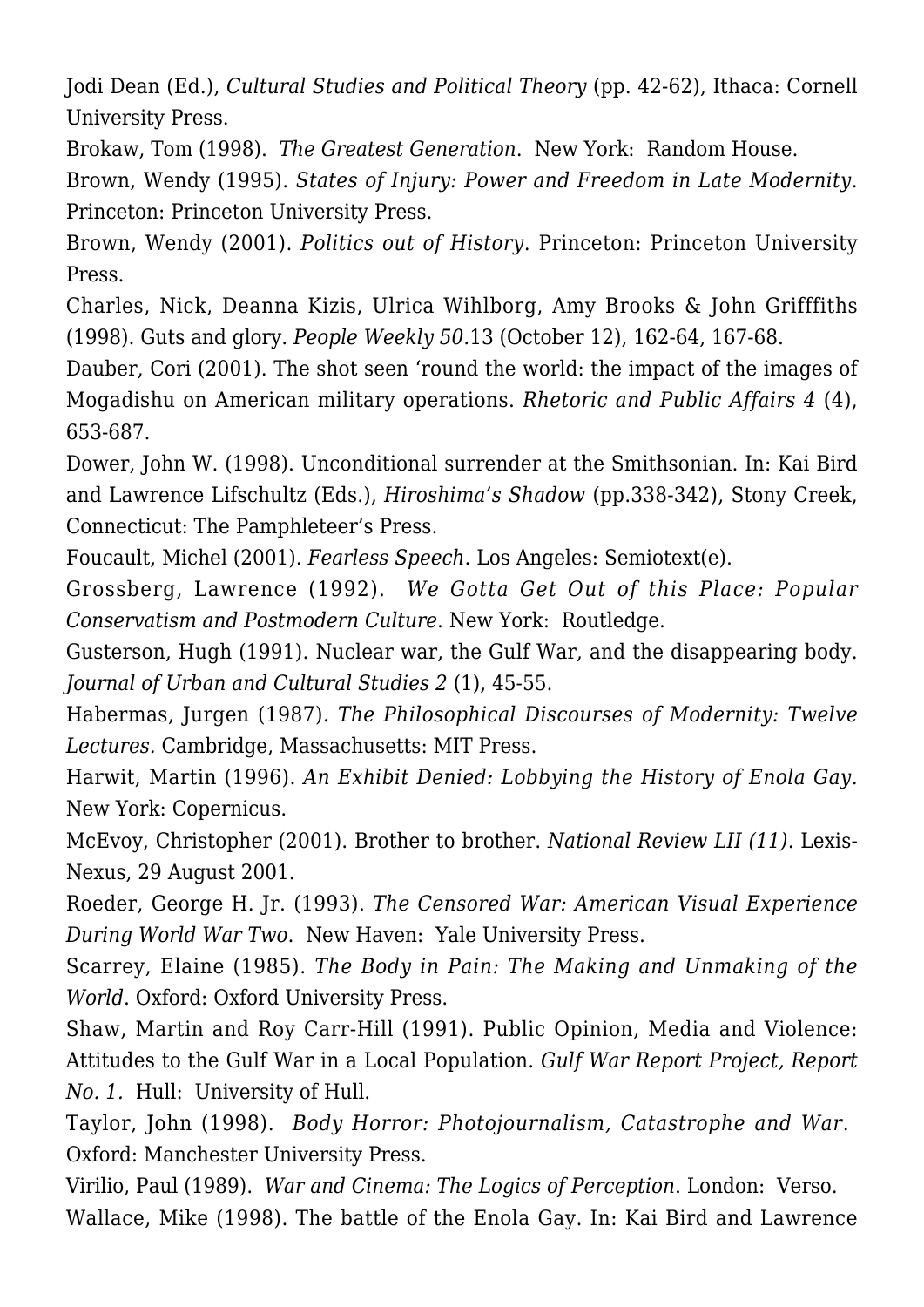Jodi Dean (Ed.), *Cultural Studies and Political Theory* (pp. 42-62), Ithaca: Cornell University Press.

Brokaw, Tom (1998). *The Greatest Generation*. New York: Random House.

Brown, Wendy (1995). *States of Injury: Power and Freedom in Late Modernity*. Princeton: Princeton University Press.

Brown, Wendy (2001). *Politics out of History*. Princeton: Princeton University Press.

Charles, Nick, Deanna Kizis, Ulrica Wihlborg, Amy Brooks & John Grifffiths (1998). Guts and glory. *People Weekly 50*.13 (October 12), 162-64, 167-68.

Dauber, Cori (2001). The shot seen 'round the world: the impact of the images of Mogadishu on American military operations. *Rhetoric and Public Affairs 4* (4), 653-687.

Dower, John W. (1998). Unconditional surrender at the Smithsonian. In: Kai Bird and Lawrence Lifschultz (Eds.), *Hiroshima's Shadow* (pp.338-342), Stony Creek, Connecticut: The Pamphleteer's Press.

Foucault, Michel (2001). *Fearless Speech*. Los Angeles: Semiotext(e).

Grossberg, Lawrence (1992). *We Gotta Get Out of this Place: Popular Conservatism and Postmodern Culture*. New York: Routledge.

Gusterson, Hugh (1991). Nuclear war, the Gulf War, and the disappearing body. *Journal of Urban and Cultural Studies 2* (1), 45-55.

Habermas, Jurgen (1987). *The Philosophical Discourses of Modernity: Twelve Lectures.* Cambridge, Massachusetts: MIT Press.

Harwit, Martin (1996). *An Exhibit Denied: Lobbying the History of Enola Gay*. New York: Copernicus.

McEvoy, Christopher (2001). Brother to brother. *National Review LII (11)*. Lexis-Nexus, 29 August 2001.

Roeder, George H. Jr. (1993). *The Censored War: American Visual Experience During World War Two*. New Haven: Yale University Press.

Scarrey, Elaine (1985). *The Body in Pain: The Making and Unmaking of the World*. Oxford: Oxford University Press.

Shaw, Martin and Roy Carr-Hill (1991). Public Opinion, Media and Violence: Attitudes to the Gulf War in a Local Population. *Gulf War Report Project, Report No. 1*. Hull: University of Hull.

Taylor, John (1998). *Body Horror: Photojournalism, Catastrophe and War*. Oxford: Manchester University Press.

Virilio, Paul (1989). *War and Cinema: The Logics of Perception*. London: Verso.

Wallace, Mike (1998). The battle of the Enola Gay. In: Kai Bird and Lawrence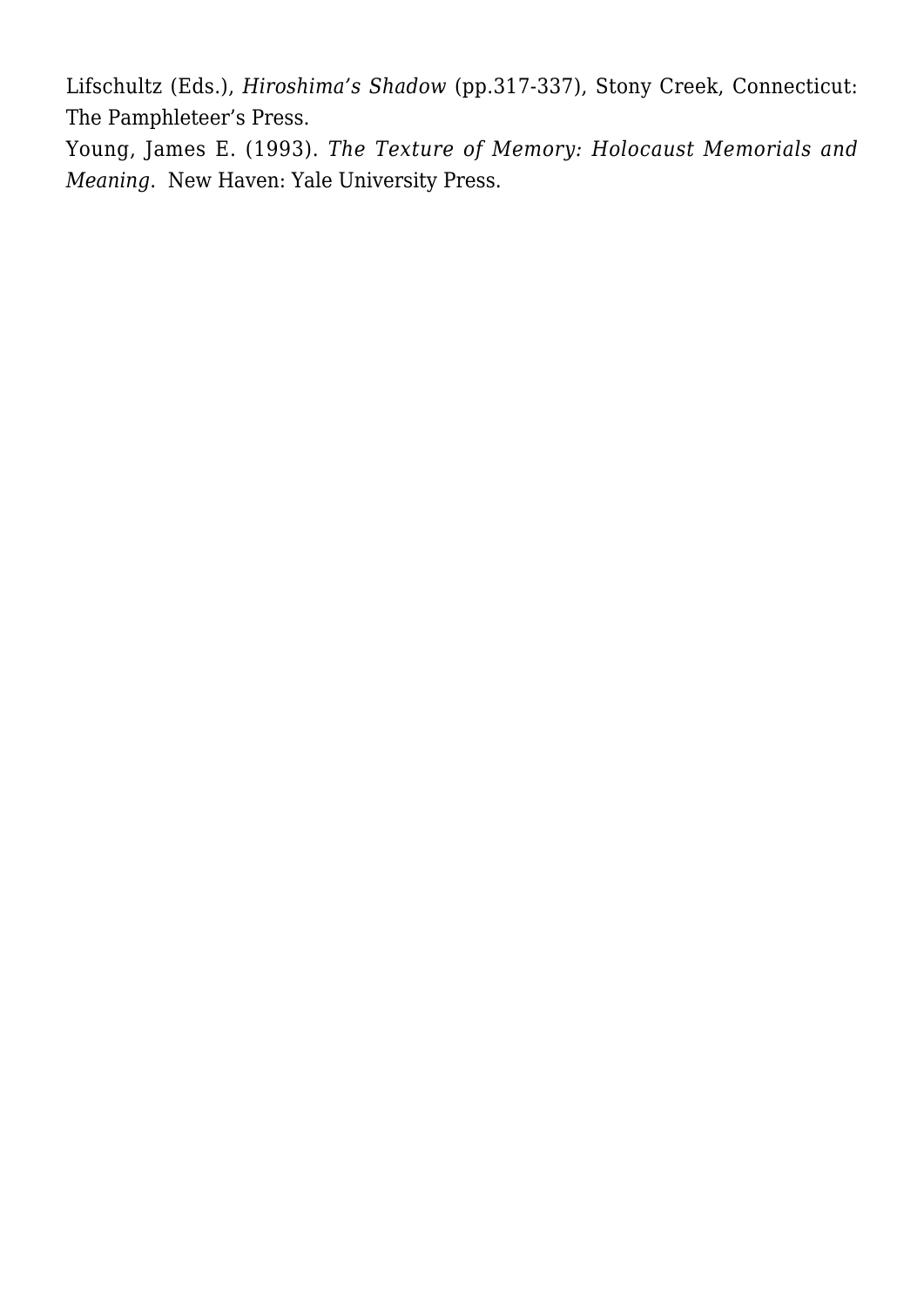Lifschultz (Eds.), *Hiroshima's Shadow* (pp.317-337), Stony Creek, Connecticut: The Pamphleteer's Press.

Young, James E. (1993). *The Texture of Memory: Holocaust Memorials and Meaning*. New Haven: Yale University Press.